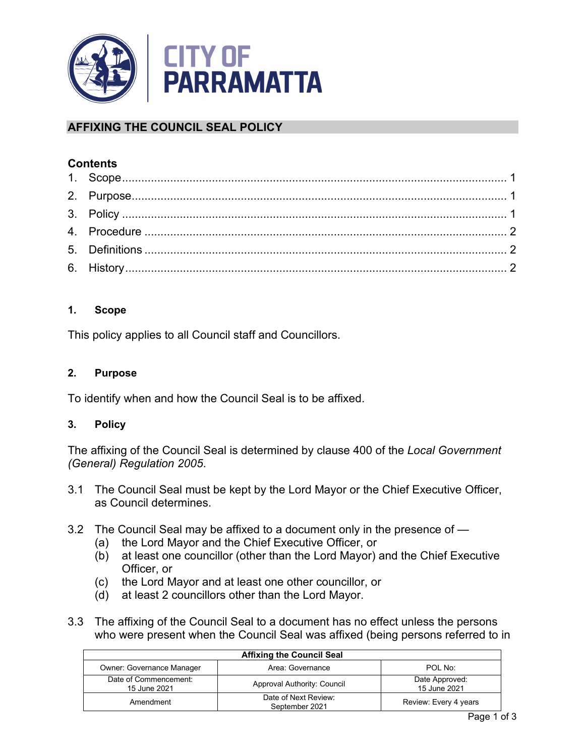CITY OF PARRAMATTA

# AFFIXING THE COUNCIL SEAL POLICY

## Contents

1. Scope........................................................................................................................ 1
2. Purpose.................................................................................................................... 1
3. Policy ....................................................................................................................... 1
4. Procedure ................................................................................................................ 2
5. Definitions ................................................................................................................ 2
6. History...................................................................................................................... 2

## 1. Scope

This policy applies to all Council staff and Councillors.

## 2. Purpose

To identify when and how the Council Seal is to be affixed.

## 3. Policy

The affixing of the Council Seal is determined by clause 400 of the *Local Government (General) Regulation 2005*.

3.1 The Council Seal must be kept by the Lord Mayor or the Chief Executive Officer, as Council determines.

3.2 The Council Seal may be affixed to a document only in the presence of —
- (a) the Lord Mayor and the Chief Executive Officer, or
- (b) at least one councillor (other than the Lord Mayor) and the Chief Executive Officer, or
- (c) the Lord Mayor and at least one other councillor, or
- (d) at least 2 councillors other than the Lord Mayor.

3.3 The affixing of the Council Seal to a document has no effect unless the persons who were present when the Council Seal was affixed (being persons referred to in

| Affixing the Council Seal | | |
|---|---|---|
| Owner: Governance Manager | Area: Governance | POL No: |
| Date of Commencement: 15 June 2021 | Approval Authority: Council | Date Approved: 15 June 2021 |
| Amendment | Date of Next Review: September 2021 | Review: Every 4 years |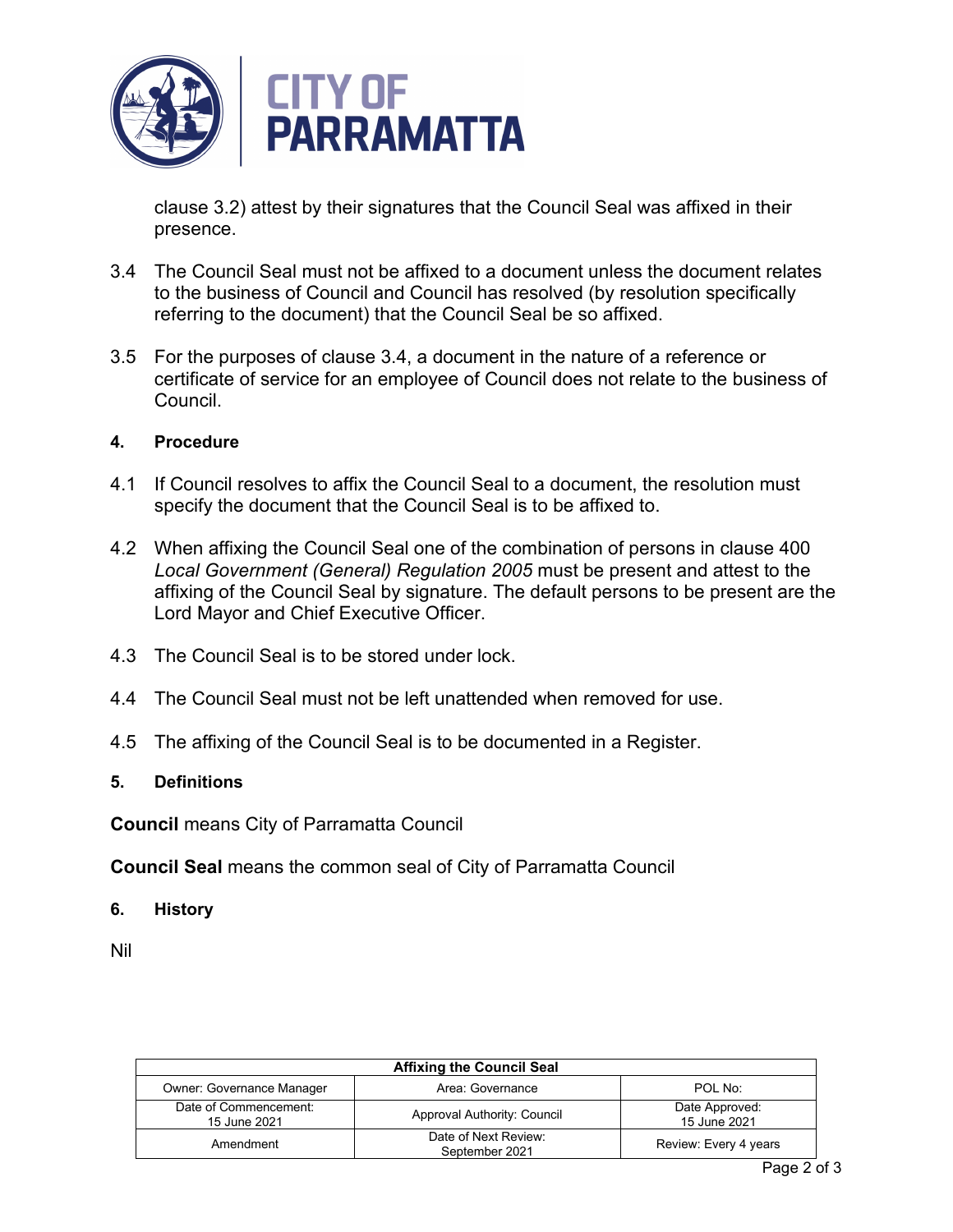clause 3.2) attest by their signatures that the Council Seal was affixed in their presence.

3.4 The Council Seal must not be affixed to a document unless the document relates to the business of Council and Council has resolved (by resolution specifically referring to the document) that the Council Seal be so affixed.

3.5 For the purposes of clause 3.4, a document in the nature of a reference or certificate of service for an employee of Council does not relate to the business of Council.

## 4. Procedure

4.1 If Council resolves to affix the Council Seal to a document, the resolution must specify the document that the Council Seal is to be affixed to.

4.2 When affixing the Council Seal one of the combination of persons in clause 400 *Local Government (General) Regulation 2005* must be present and attest to the affixing of the Council Seal by signature. The default persons to be present are the Lord Mayor and Chief Executive Officer.

4.3 The Council Seal is to be stored under lock.

4.4 The Council Seal must not be left unattended when removed for use.

4.5 The affixing of the Council Seal is to be documented in a Register.

## 5. Definitions

**Council** means City of Parramatta Council

**Council Seal** means the common seal of City of Parramatta Council

## 6. History

Nil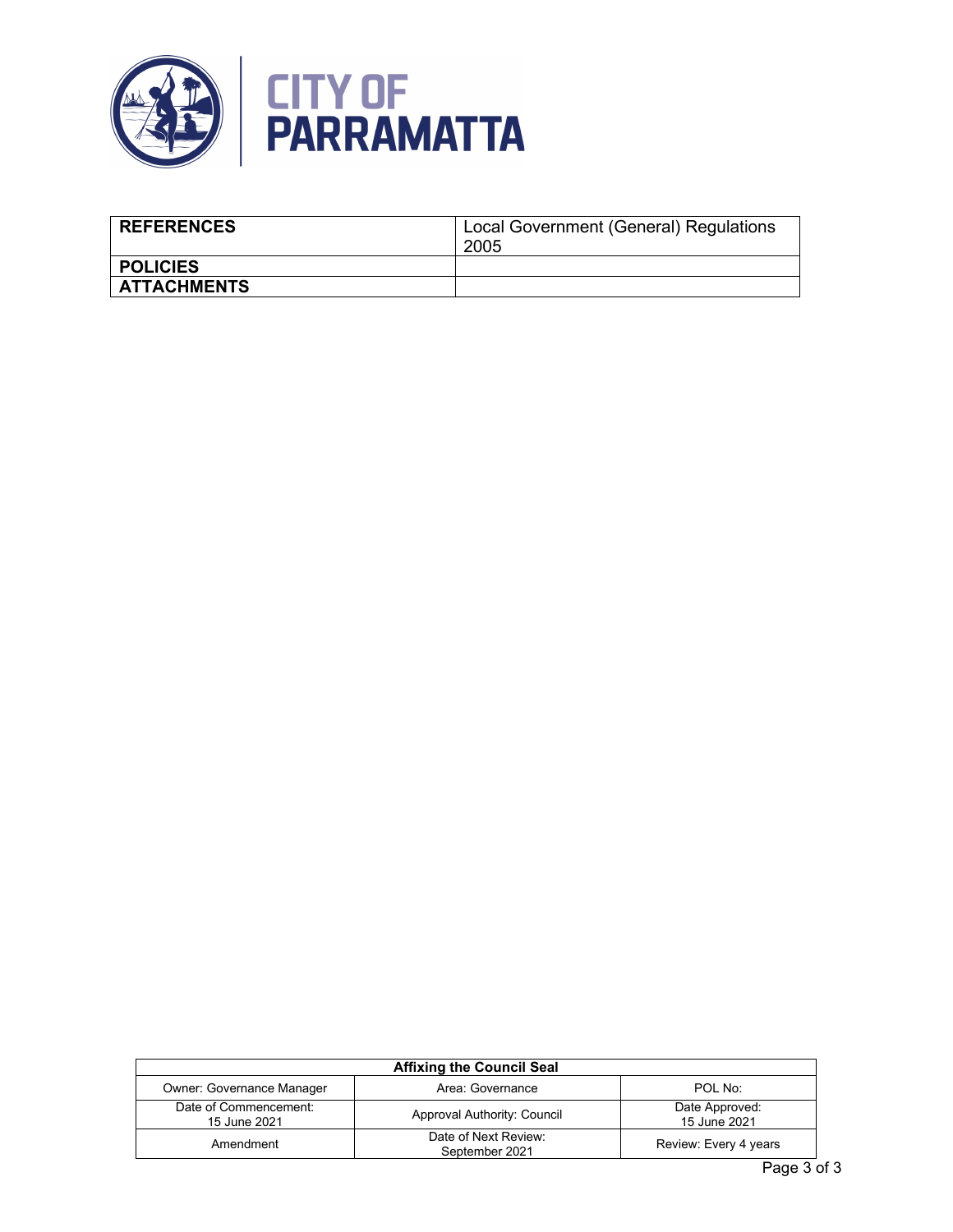| | |
|---|---|
| **REFERENCES** | Local Government (General) Regulations 2005 |
| **POLICIES** | |
| **ATTACHMENTS** | |

| **Affixing the Council Seal** | | |
|---|---|---|
| Owner: Governance Manager | Area: Governance | POL No: |
| Date of Commencement: 15 June 2021 | Approval Authority: Council | Date Approved: 15 June 2021 |
| Amendment | Date of Next Review: September 2021 | Review: Every 4 years |